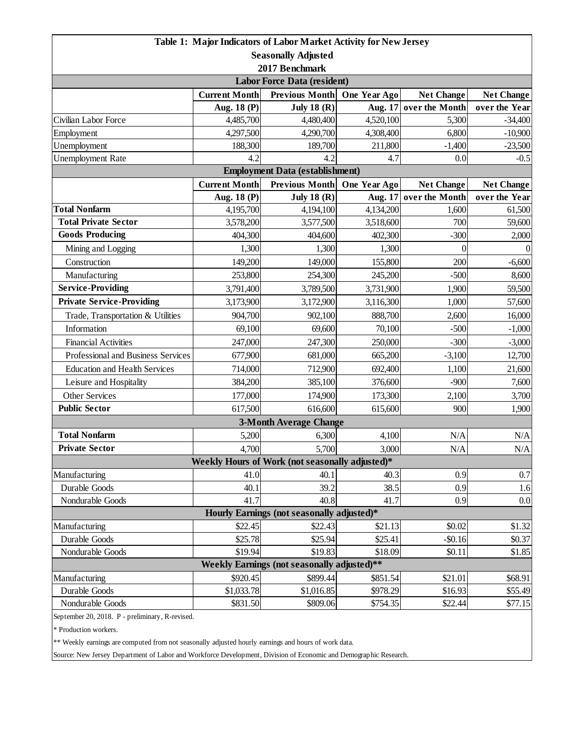**Table 1: Major Indicators of Labor Market Activity for New Jersey**

**Seasonally Adjusted**

**2017 Benchmark**

| | Current Month | Previous Month | One Year Ago | Net Change | Net Change |
|---|---|---|---|---|---|
| **Labor Force Data (resident)** | | | | | |
| | **Aug. 18 (P)** | **July 18 (R)** | **Aug. 17** | **over the Month** | **over the Year** |
| Civilian Labor Force | 4,485,700 | 4,480,400 | 4,520,100 | 5,300 | -34,400 |
| Employment | 4,297,500 | 4,290,700 | 4,308,400 | 6,800 | -10,900 |
| Unemployment | 188,300 | 189,700 | 211,800 | -1,400 | -23,500 |
| Unemployment Rate | 4.2 | 4.2 | 4.7 | 0.0 | -0.5 |
| **Employment Data (establishment)** | | | | | |
| | **Current Month** | **Previous Month** | **One Year Ago** | **Net Change** | **Net Change** |
| | **Aug. 18 (P)** | **July 18 (R)** | **Aug. 17** | **over the Month** | **over the Year** |
| **Total Nonfarm** | 4,195,700 | 4,194,100 | 4,134,200 | 1,600 | 61,500 |
| **Total Private Sector** | 3,578,200 | 3,577,500 | 3,518,600 | 700 | 59,600 |
| **Goods Producing** | 404,300 | 404,600 | 402,300 | -300 | 2,000 |
| Mining and Logging | 1,300 | 1,300 | 1,300 | 0 | 0 |
| Construction | 149,200 | 149,000 | 155,800 | 200 | -6,600 |
| Manufacturing | 253,800 | 254,300 | 245,200 | -500 | 8,600 |
| **Service-Providing** | 3,791,400 | 3,789,500 | 3,731,900 | 1,900 | 59,500 |
| **Private Service-Providing** | 3,173,900 | 3,172,900 | 3,116,300 | 1,000 | 57,600 |
| Trade, Transportation & Utilities | 904,700 | 902,100 | 888,700 | 2,600 | 16,000 |
| Information | 69,100 | 69,600 | 70,100 | -500 | -1,000 |
| Financial Activities | 247,000 | 247,300 | 250,000 | -300 | -3,000 |
| Professional and Business Services | 677,900 | 681,000 | 665,200 | -3,100 | 12,700 |
| Education and Health Services | 714,000 | 712,900 | 692,400 | 1,100 | 21,600 |
| Leisure and Hospitality | 384,200 | 385,100 | 376,600 | -900 | 7,600 |
| Other Services | 177,000 | 174,900 | 173,300 | 2,100 | 3,700 |
| **Public Sector** | 617,500 | 616,600 | 615,600 | 900 | 1,900 |
| **3-Month Average Change** | | | | | |
| **Total Nonfarm** | 5,200 | 6,300 | 4,100 | N/A | N/A |
| **Private Sector** | 4,700 | 5,700 | 3,000 | N/A | N/A |
| **Weekly Hours of Work (not seasonally adjusted)*** | | | | | |
| Manufacturing | 41.0 | 40.1 | 40.3 | 0.9 | 0.7 |
| Durable Goods | 40.1 | 39.2 | 38.5 | 0.9 | 1.6 |
| Nondurable Goods | 41.7 | 40.8 | 41.7 | 0.9 | 0.0 |
| **Hourly Earnings (not seasonally adjusted)*** | | | | | |
| Manufacturing | $22.45 | $22.43 | $21.13 | $0.02 | $1.32 |
| Durable Goods | $25.78 | $25.94 | $25.41 | -$0.16 | $0.37 |
| Nondurable Goods | $19.94 | $19.83 | $18.09 | $0.11 | $1.85 |
| **Weekly Earnings (not seasonally adjusted)**** | | | | | |
| Manufacturing | $920.45 | $899.44 | $851.54 | $21.01 | $68.91 |
| Durable Goods | $1,033.78 | $1,016.85 | $978.29 | $16.93 | $55.49 |
| Nondurable Goods | $831.50 | $809.06 | $754.35 | $22.44 | $77.15 |

September 20, 2018. P - preliminary, R-revised.

* Production workers.

** Weekly earnings are computed from not seasonally adjusted hourly earnings and hours of work data.

Source: New Jersey Department of Labor and Workforce Development, Division of Economic and Demographic Research.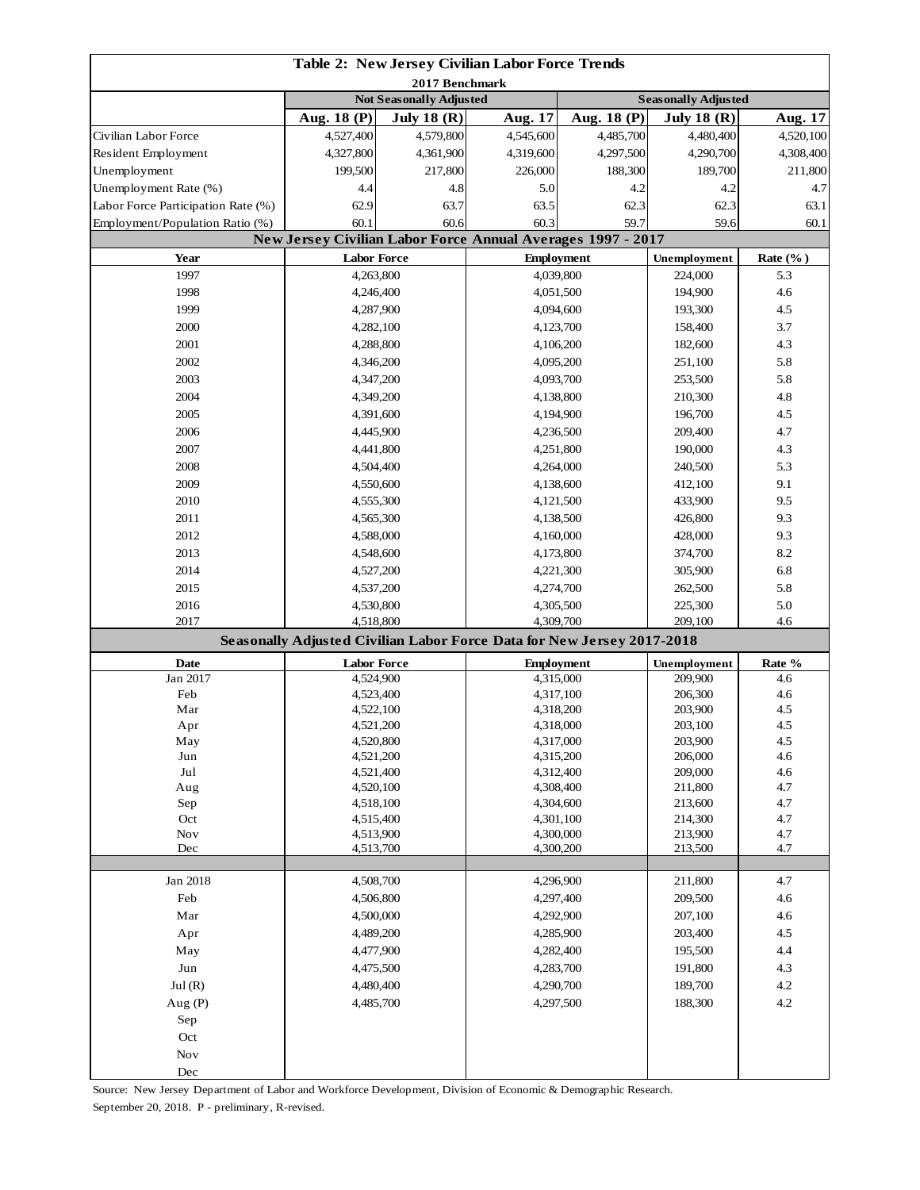# Table 2: New Jersey Civilian Labor Force Trends

**2017 Benchmark**

| | Not Seasonally Adjusted | | | Seasonally Adjusted | | |
|---|---|---|---|---|---|---|
| | Aug. 18 (P) | July 18 (R) | Aug. 17 | Aug. 18 (P) | July 18 (R) | Aug. 17 |
| Civilian Labor Force | 4,527,400 | 4,579,800 | 4,545,600 | 4,485,700 | 4,480,400 | 4,520,100 |
| Resident Employment | 4,327,800 | 4,361,900 | 4,319,600 | 4,297,500 | 4,290,700 | 4,308,400 |
| Unemployment | 199,500 | 217,800 | 226,000 | 188,300 | 189,700 | 211,800 |
| Unemployment Rate (%) | 4.4 | 4.8 | 5.0 | 4.2 | 4.2 | 4.7 |
| Labor Force Participation Rate (%) | 62.9 | 63.7 | 63.5 | 62.3 | 62.3 | 63.1 |
| Employment/Population Ratio (%) | 60.1 | 60.6 | 60.3 | 59.7 | 59.6 | 60.1 |

## New Jersey Civilian Labor Force Annual Averages 1997 - 2017

| Year | Labor Force | Employment | Unemployment | Rate (%) |
|---|---|---|---|---|
| 1997 | 4,263,800 | 4,039,800 | 224,000 | 5.3 |
| 1998 | 4,246,400 | 4,051,500 | 194,900 | 4.6 |
| 1999 | 4,287,900 | 4,094,600 | 193,300 | 4.5 |
| 2000 | 4,282,100 | 4,123,700 | 158,400 | 3.7 |
| 2001 | 4,288,800 | 4,106,200 | 182,600 | 4.3 |
| 2002 | 4,346,200 | 4,095,200 | 251,100 | 5.8 |
| 2003 | 4,347,200 | 4,093,700 | 253,500 | 5.8 |
| 2004 | 4,349,200 | 4,138,800 | 210,300 | 4.8 |
| 2005 | 4,391,600 | 4,194,900 | 196,700 | 4.5 |
| 2006 | 4,445,900 | 4,236,500 | 209,400 | 4.7 |
| 2007 | 4,441,800 | 4,251,800 | 190,000 | 4.3 |
| 2008 | 4,504,400 | 4,264,000 | 240,500 | 5.3 |
| 2009 | 4,550,600 | 4,138,600 | 412,100 | 9.1 |
| 2010 | 4,555,300 | 4,121,500 | 433,900 | 9.5 |
| 2011 | 4,565,300 | 4,138,500 | 426,800 | 9.3 |
| 2012 | 4,588,000 | 4,160,000 | 428,000 | 9.3 |
| 2013 | 4,548,600 | 4,173,800 | 374,700 | 8.2 |
| 2014 | 4,527,200 | 4,221,300 | 305,900 | 6.8 |
| 2015 | 4,537,200 | 4,274,700 | 262,500 | 5.8 |
| 2016 | 4,530,800 | 4,305,500 | 225,300 | 5.0 |
| 2017 | 4,518,800 | 4,309,700 | 209,100 | 4.6 |

## Seasonally Adjusted Civilian Labor Force Data for New Jersey 2017-2018

| Date | Labor Force | Employment | Unemployment | Rate % |
|---|---|---|---|---|
| Jan 2017 | 4,524,900 | 4,315,000 | 209,900 | 4.6 |
| Feb | 4,523,400 | 4,317,100 | 206,300 | 4.6 |
| Mar | 4,522,100 | 4,318,200 | 203,900 | 4.5 |
| Apr | 4,521,200 | 4,318,000 | 203,100 | 4.5 |
| May | 4,520,800 | 4,317,000 | 203,900 | 4.5 |
| Jun | 4,521,200 | 4,315,200 | 206,000 | 4.6 |
| Jul | 4,521,400 | 4,312,400 | 209,000 | 4.6 |
| Aug | 4,520,100 | 4,308,400 | 211,800 | 4.7 |
| Sep | 4,518,100 | 4,304,600 | 213,600 | 4.7 |
| Oct | 4,515,400 | 4,301,100 | 214,300 | 4.7 |
| Nov | 4,513,900 | 4,300,000 | 213,900 | 4.7 |
| Dec | 4,513,700 | 4,300,200 | 213,500 | 4.7 |
| | | | | |
| Jan 2018 | 4,508,700 | 4,296,900 | 211,800 | 4.7 |
| Feb | 4,506,800 | 4,297,400 | 209,500 | 4.6 |
| Mar | 4,500,000 | 4,292,900 | 207,100 | 4.6 |
| Apr | 4,489,200 | 4,285,900 | 203,400 | 4.5 |
| May | 4,477,900 | 4,282,400 | 195,500 | 4.4 |
| Jun | 4,475,500 | 4,283,700 | 191,800 | 4.3 |
| Jul (R) | 4,480,400 | 4,290,700 | 189,700 | 4.2 |
| Aug (P) | 4,485,700 | 4,297,500 | 188,300 | 4.2 |
| Sep | | | | |
| Oct | | | | |
| Nov | | | | |
| Dec | | | | |

Source: New Jersey Department of Labor and Workforce Development, Division of Economic & Demographic Research.

September 20, 2018. P - preliminary, R-revised.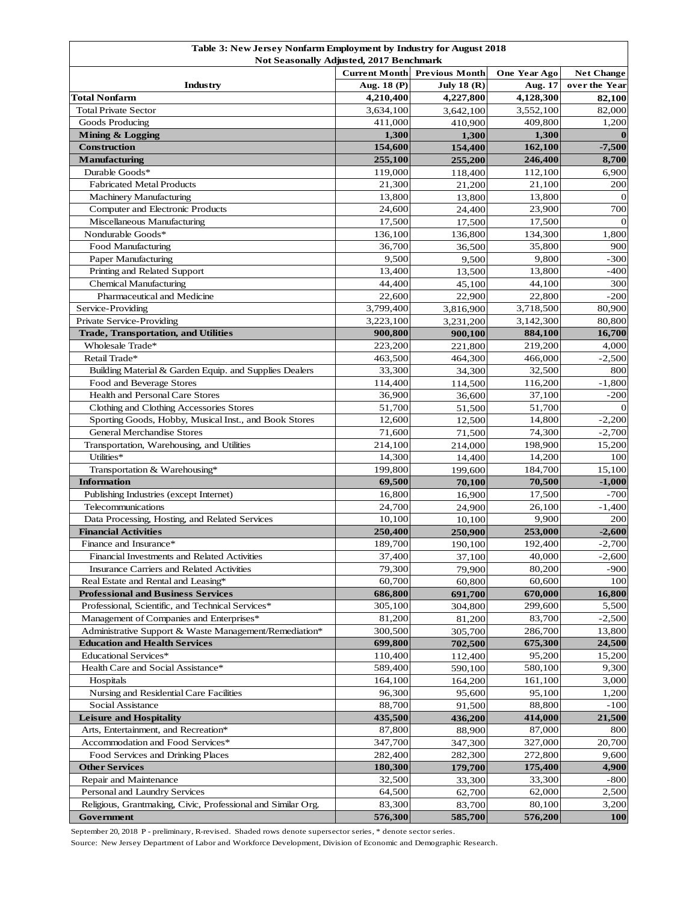| Table 3: New Jersey Nonfarm Employment by Industry for August 2018<br>Not Seasonally Adjusted, 2017 Benchmark | | | | |
|---|---|---|---|---|
| | Current Month | Previous Month | One Year Ago | Net Change |
| **Industry** | Aug. 18 (P) | July 18 (R) | Aug. 17 | over the Year |
| **Total Nonfarm** | **4,210,400** | **4,227,800** | **4,128,300** | **82,100** |
| Total Private Sector | 3,634,100 | 3,642,100 | 3,552,100 | 82,000 |
| Goods Producing | 411,000 | 410,900 | 409,800 | 1,200 |
| **Mining & Logging** | **1,300** | **1,300** | **1,300** | **0** |
| **Construction** | **154,600** | **154,400** | **162,100** | **-7,500** |
| **Manufacturing** | **255,100** | **255,200** | **246,400** | **8,700** |
| Durable Goods* | 119,000 | 118,400 | 112,100 | 6,900 |
| Fabricated Metal Products | 21,300 | 21,200 | 21,100 | 200 |
| Machinery Manufacturing | 13,800 | 13,800 | 13,800 | 0 |
| Computer and Electronic Products | 24,600 | 24,400 | 23,900 | 700 |
| Miscellaneous Manufacturing | 17,500 | 17,500 | 17,500 | 0 |
| Nondurable Goods* | 136,100 | 136,800 | 134,300 | 1,800 |
| Food Manufacturing | 36,700 | 36,500 | 35,800 | 900 |
| Paper Manufacturing | 9,500 | 9,500 | 9,800 | -300 |
| Printing and Related Support | 13,400 | 13,500 | 13,800 | -400 |
| Chemical Manufacturing | 44,400 | 45,100 | 44,100 | 300 |
| Pharmaceutical and Medicine | 22,600 | 22,900 | 22,800 | -200 |
| Service-Providing | 3,799,400 | 3,816,900 | 3,718,500 | 80,900 |
| Private Service-Providing | 3,223,100 | 3,231,200 | 3,142,300 | 80,800 |
| **Trade, Transportation, and Utilities** | **900,800** | **900,100** | **884,100** | **16,700** |
| Wholesale Trade* | 223,200 | 221,800 | 219,200 | 4,000 |
| Retail Trade* | 463,500 | 464,300 | 466,000 | -2,500 |
| Building Material & Garden Equip. and Supplies Dealers | 33,300 | 34,300 | 32,500 | 800 |
| Food and Beverage Stores | 114,400 | 114,500 | 116,200 | -1,800 |
| Health and Personal Care Stores | 36,900 | 36,600 | 37,100 | -200 |
| Clothing and Clothing Accessories Stores | 51,700 | 51,500 | 51,700 | 0 |
| Sporting Goods, Hobby, Musical Inst., and Book Stores | 12,600 | 12,500 | 14,800 | -2,200 |
| General Merchandise Stores | 71,600 | 71,500 | 74,300 | -2,700 |
| Transportation, Warehousing, and Utilities | 214,100 | 214,000 | 198,900 | 15,200 |
| Utilities* | 14,300 | 14,400 | 14,200 | 100 |
| Transportation & Warehousing* | 199,800 | 199,600 | 184,700 | 15,100 |
| **Information** | **69,500** | **70,100** | **70,500** | **-1,000** |
| Publishing Industries (except Internet) | 16,800 | 16,900 | 17,500 | -700 |
| Telecommunications | 24,700 | 24,900 | 26,100 | -1,400 |
| Data Processing, Hosting, and Related Services | 10,100 | 10,100 | 9,900 | 200 |
| **Financial Activities** | **250,400** | **250,900** | **253,000** | **-2,600** |
| Finance and Insurance* | 189,700 | 190,100 | 192,400 | -2,700 |
| Financial Investments and Related Activities | 37,400 | 37,100 | 40,000 | -2,600 |
| Insurance Carriers and Related Activities | 79,300 | 79,900 | 80,200 | -900 |
| Real Estate and Rental and Leasing* | 60,700 | 60,800 | 60,600 | 100 |
| **Professional and Business Services** | **686,800** | **691,700** | **670,000** | **16,800** |
| Professional, Scientific, and Technical Services* | 305,100 | 304,800 | 299,600 | 5,500 |
| Management of Companies and Enterprises* | 81,200 | 81,200 | 83,700 | -2,500 |
| Administrative Support & Waste Management/Remediation* | 300,500 | 305,700 | 286,700 | 13,800 |
| **Education and Health Services** | **699,800** | **702,500** | **675,300** | **24,500** |
| Educational Services* | 110,400 | 112,400 | 95,200 | 15,200 |
| Health Care and Social Assistance* | 589,400 | 590,100 | 580,100 | 9,300 |
| Hospitals | 164,100 | 164,200 | 161,100 | 3,000 |
| Nursing and Residential Care Facilities | 96,300 | 95,600 | 95,100 | 1,200 |
| Social Assistance | 88,700 | 91,500 | 88,800 | -100 |
| **Leisure and Hospitality** | **435,500** | **436,200** | **414,000** | **21,500** |
| Arts, Entertainment, and Recreation* | 87,800 | 88,900 | 87,000 | 800 |
| Accommodation and Food Services* | 347,700 | 347,300 | 327,000 | 20,700 |
| Food Services and Drinking Places | 282,400 | 282,300 | 272,800 | 9,600 |
| **Other Services** | **180,300** | **179,700** | **175,400** | **4,900** |
| Repair and Maintenance | 32,500 | 33,300 | 33,300 | -800 |
| Personal and Laundry Services | 64,500 | 62,700 | 62,000 | 2,500 |
| Religious, Grantmaking, Civic, Professional and Similar Org. | 83,300 | 83,700 | 80,100 | 3,200 |
| **Government** | **576,300** | **585,700** | **576,200** | **100** |

September 20, 2018 P - preliminary, R-revised. Shaded rows denote supersector series, * denote sector series.

Source: New Jersey Department of Labor and Workforce Development, Division of Economic and Demographic Research.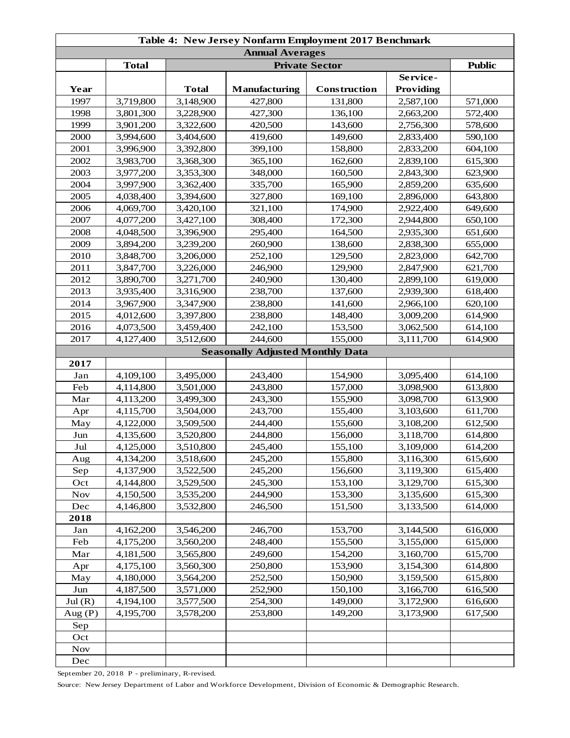| Table 4: New Jersey Nonfarm Employment 2017 Benchmark | | | | | | |
|---|---|---|---|---|---|---|
| **Annual Averages** | | | | | | |
| | **Total** | **Private Sector** | | | | **Public** |
| **Year** | | **Total** | **Manufacturing** | **Construction** | **Service-Providing** | |
| 1997 | 3,719,800 | 3,148,900 | 427,800 | 131,800 | 2,587,100 | 571,000 |
| 1998 | 3,801,300 | 3,228,900 | 427,300 | 136,100 | 2,663,200 | 572,400 |
| 1999 | 3,901,200 | 3,322,600 | 420,500 | 143,600 | 2,756,300 | 578,600 |
| 2000 | 3,994,600 | 3,404,600 | 419,600 | 149,600 | 2,833,400 | 590,100 |
| 2001 | 3,996,900 | 3,392,800 | 399,100 | 158,800 | 2,833,200 | 604,100 |
| 2002 | 3,983,700 | 3,368,300 | 365,100 | 162,600 | 2,839,100 | 615,300 |
| 2003 | 3,977,200 | 3,353,300 | 348,000 | 160,500 | 2,843,300 | 623,900 |
| 2004 | 3,997,900 | 3,362,400 | 335,700 | 165,900 | 2,859,200 | 635,600 |
| 2005 | 4,038,400 | 3,394,600 | 327,800 | 169,100 | 2,896,000 | 643,800 |
| 2006 | 4,069,700 | 3,420,100 | 321,100 | 174,900 | 2,922,400 | 649,600 |
| 2007 | 4,077,200 | 3,427,100 | 308,400 | 172,300 | 2,944,800 | 650,100 |
| 2008 | 4,048,500 | 3,396,900 | 295,400 | 164,500 | 2,935,300 | 651,600 |
| 2009 | 3,894,200 | 3,239,200 | 260,900 | 138,600 | 2,838,300 | 655,000 |
| 2010 | 3,848,700 | 3,206,000 | 252,100 | 129,500 | 2,823,000 | 642,700 |
| 2011 | 3,847,700 | 3,226,000 | 246,900 | 129,900 | 2,847,900 | 621,700 |
| 2012 | 3,890,700 | 3,271,700 | 240,900 | 130,400 | 2,899,100 | 619,000 |
| 2013 | 3,935,400 | 3,316,900 | 238,700 | 137,600 | 2,939,300 | 618,400 |
| 2014 | 3,967,900 | 3,347,900 | 238,800 | 141,600 | 2,966,100 | 620,100 |
| 2015 | 4,012,600 | 3,397,800 | 238,800 | 148,400 | 3,009,200 | 614,900 |
| 2016 | 4,073,500 | 3,459,400 | 242,100 | 153,500 | 3,062,500 | 614,100 |
| 2017 | 4,127,400 | 3,512,600 | 244,600 | 155,000 | 3,111,700 | 614,900 |
| **Seasonally Adjusted Monthly Data** | | | | | | |
| **2017** | | | | | | |
| Jan | 4,109,100 | 3,495,000 | 243,400 | 154,900 | 3,095,400 | 614,100 |
| Feb | 4,114,800 | 3,501,000 | 243,800 | 157,000 | 3,098,900 | 613,800 |
| Mar | 4,113,200 | 3,499,300 | 243,300 | 155,900 | 3,098,700 | 613,900 |
| Apr | 4,115,700 | 3,504,000 | 243,700 | 155,400 | 3,103,600 | 611,700 |
| May | 4,122,000 | 3,509,500 | 244,400 | 155,600 | 3,108,200 | 612,500 |
| Jun | 4,135,600 | 3,520,800 | 244,800 | 156,000 | 3,118,700 | 614,800 |
| Jul | 4,125,000 | 3,510,800 | 245,400 | 155,100 | 3,109,000 | 614,200 |
| Aug | 4,134,200 | 3,518,600 | 245,200 | 155,800 | 3,116,300 | 615,600 |
| Sep | 4,137,900 | 3,522,500 | 245,200 | 156,600 | 3,119,300 | 615,400 |
| Oct | 4,144,800 | 3,529,500 | 245,300 | 153,100 | 3,129,700 | 615,300 |
| Nov | 4,150,500 | 3,535,200 | 244,900 | 153,300 | 3,135,600 | 615,300 |
| Dec | 4,146,800 | 3,532,800 | 246,500 | 151,500 | 3,133,500 | 614,000 |
| **2018** | | | | | | |
| Jan | 4,162,200 | 3,546,200 | 246,700 | 153,700 | 3,144,500 | 616,000 |
| Feb | 4,175,200 | 3,560,200 | 248,400 | 155,500 | 3,155,000 | 615,000 |
| Mar | 4,181,500 | 3,565,800 | 249,600 | 154,200 | 3,160,700 | 615,700 |
| Apr | 4,175,100 | 3,560,300 | 250,800 | 153,900 | 3,154,300 | 614,800 |
| May | 4,180,000 | 3,564,200 | 252,500 | 150,900 | 3,159,500 | 615,800 |
| Jun | 4,187,500 | 3,571,000 | 252,900 | 150,100 | 3,166,700 | 616,500 |
| Jul (R) | 4,194,100 | 3,577,500 | 254,300 | 149,000 | 3,172,900 | 616,600 |
| Aug (P) | 4,195,700 | 3,578,200 | 253,800 | 149,200 | 3,173,900 | 617,500 |
| Sep | | | | | | |
| Oct | | | | | | |
| Nov | | | | | | |
| Dec | | | | | | |

September 20, 2018 P - preliminary, R-revised.

Source: New Jersey Department of Labor and Workforce Development, Division of Economic & Demographic Research.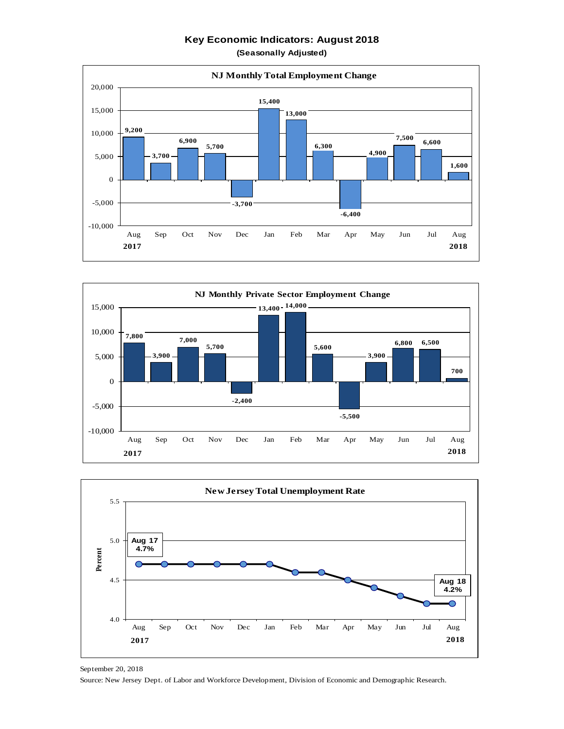# Key Economic Indicators: August 2018

**(Seasonally Adjusted)**

**NJ Monthly Total Employment Change**

20,000
15,000
10,000
5,000
0
-5,000
-10,000

9,200
3,700
6,900
5,700
-3,700
15,400
13,000
6,300
-6,400
4,900
7,500
6,600
1,600

Aug Sep Oct Nov Dec Jan Feb Mar Apr May Jun Jul Aug

2017 2018

**NJ Monthly Private Sector Employment Change**

15,000
10,000
5,000
0
-5,000
-10,000

7,800
3,900
7,000
5,700
-2,400
13,400
14,000
5,600
-5,500
3,900
6,800
6,500
700

Aug Sep Oct Nov Dec Jan Feb Mar Apr May Jun Jul Aug

2017 2018

**New Jersey Total Unemployment Rate**

Percent

5.5
5.0
4.5
4.0

Aug 17
4.7%

Aug 18
4.2%

Aug Sep Oct Nov Dec Jan Feb Mar Apr May Jun Jul Aug

2017 2018

September 20, 2018

Source: New Jersey Dept. of Labor and Workforce Development, Division of Economic and Demographic Research.